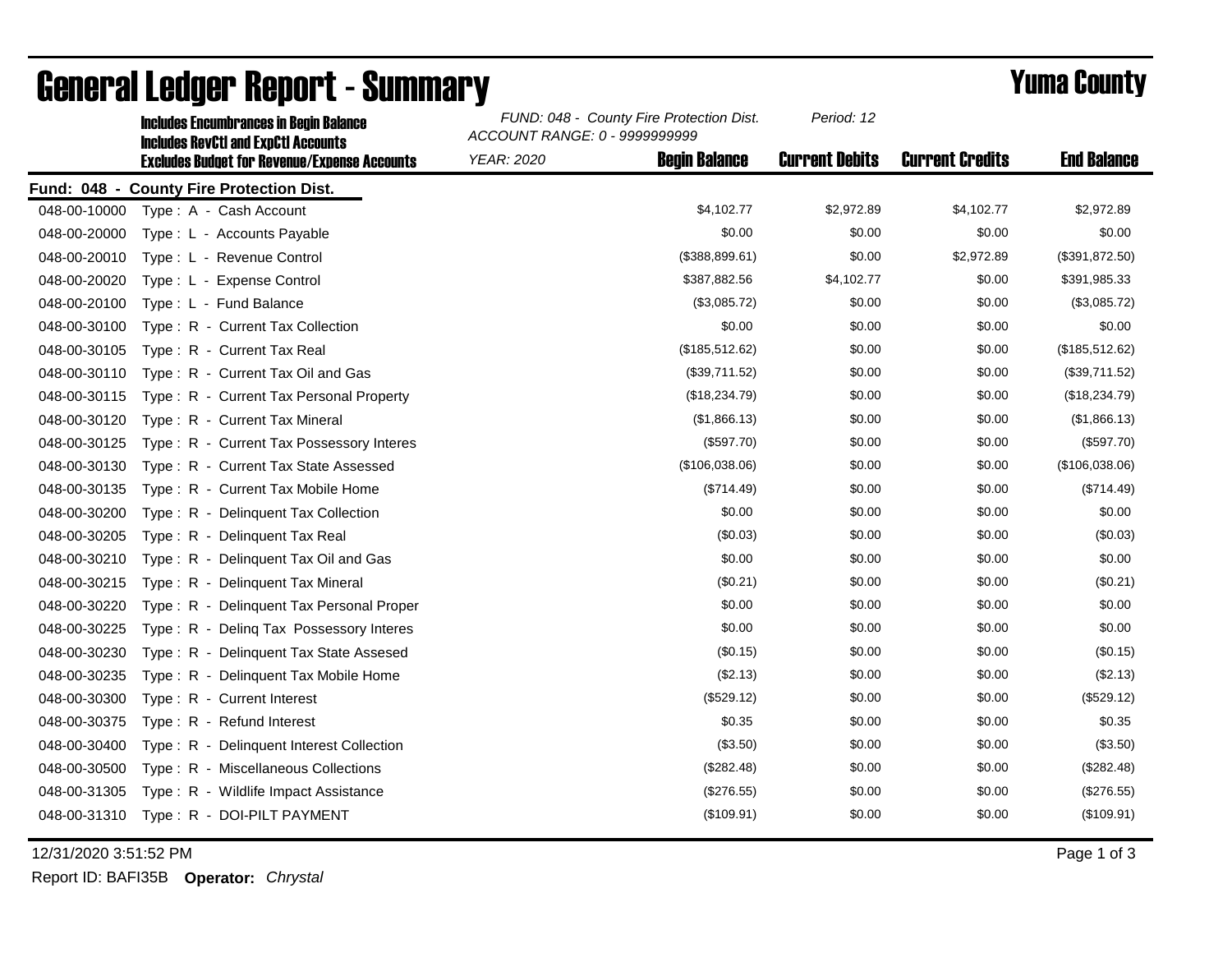# General Ledger Report - Summary

## Yuma County

**Includes Encumbrances in Begin Balance**
**Includes RevCtl and ExpCtl Accounts**
**Excludes Budget for Revenue/Expense Accounts**

*FUND: 048 - County Fire Protection Dist.*
*ACCOUNT RANGE: 0 - 9999999999*
*YEAR: 2020*
*Period: 12*

**Fund: 048 - County Fire Protection Dist.**

| Account | Description | Begin Balance | Current Debits | Current Credits | End Balance |
|---|---|---|---|---|---|
| 048-00-10000 | Type : A - Cash Account | $4,102.77 | $2,972.89 | $4,102.77 | $2,972.89 |
| 048-00-20000 | Type : L - Accounts Payable | $0.00 | $0.00 | $0.00 | $0.00 |
| 048-00-20010 | Type : L - Revenue Control | ($388,899.61) | $0.00 | $2,972.89 | ($391,872.50) |
| 048-00-20020 | Type : L - Expense Control | $387,882.56 | $4,102.77 | $0.00 | $391,985.33 |
| 048-00-20100 | Type : L - Fund Balance | ($3,085.72) | $0.00 | $0.00 | ($3,085.72) |
| 048-00-30100 | Type : R - Current Tax Collection | $0.00 | $0.00 | $0.00 | $0.00 |
| 048-00-30105 | Type : R - Current Tax Real | ($185,512.62) | $0.00 | $0.00 | ($185,512.62) |
| 048-00-30110 | Type : R - Current Tax Oil and Gas | ($39,711.52) | $0.00 | $0.00 | ($39,711.52) |
| 048-00-30115 | Type : R - Current Tax Personal Property | ($18,234.79) | $0.00 | $0.00 | ($18,234.79) |
| 048-00-30120 | Type : R - Current Tax Mineral | ($1,866.13) | $0.00 | $0.00 | ($1,866.13) |
| 048-00-30125 | Type : R - Current Tax Possessory Interes | ($597.70) | $0.00 | $0.00 | ($597.70) |
| 048-00-30130 | Type : R - Current Tax State Assessed | ($106,038.06) | $0.00 | $0.00 | ($106,038.06) |
| 048-00-30135 | Type : R - Current Tax Mobile Home | ($714.49) | $0.00 | $0.00 | ($714.49) |
| 048-00-30200 | Type : R - Delinquent Tax Collection | $0.00 | $0.00 | $0.00 | $0.00 |
| 048-00-30205 | Type : R - Delinquent Tax Real | ($0.03) | $0.00 | $0.00 | ($0.03) |
| 048-00-30210 | Type : R - Delinquent Tax Oil and Gas | $0.00 | $0.00 | $0.00 | $0.00 |
| 048-00-30215 | Type : R - Delinquent Tax Mineral | ($0.21) | $0.00 | $0.00 | ($0.21) |
| 048-00-30220 | Type : R - Delinquent Tax Personal Proper | $0.00 | $0.00 | $0.00 | $0.00 |
| 048-00-30225 | Type : R - Delinq Tax Possessory Interes | $0.00 | $0.00 | $0.00 | $0.00 |
| 048-00-30230 | Type : R - Delinquent Tax State Assesed | ($0.15) | $0.00 | $0.00 | ($0.15) |
| 048-00-30235 | Type : R - Delinquent Tax Mobile Home | ($2.13) | $0.00 | $0.00 | ($2.13) |
| 048-00-30300 | Type : R - Current Interest | ($529.12) | $0.00 | $0.00 | ($529.12) |
| 048-00-30375 | Type : R - Refund Interest | $0.35 | $0.00 | $0.00 | $0.35 |
| 048-00-30400 | Type : R - Delinquent Interest Collection | ($3.50) | $0.00 | $0.00 | ($3.50) |
| 048-00-30500 | Type : R - Miscellaneous Collections | ($282.48) | $0.00 | $0.00 | ($282.48) |
| 048-00-31305 | Type : R - Wildlife Impact Assistance | ($276.55) | $0.00 | $0.00 | ($276.55) |
| 048-00-31310 | Type : R - DOI-PILT PAYMENT | ($109.91) | $0.00 | $0.00 | ($109.91) |

12/31/2020 3:51:52 PM

Report ID: BAFI35B **Operator:** *Chrystal*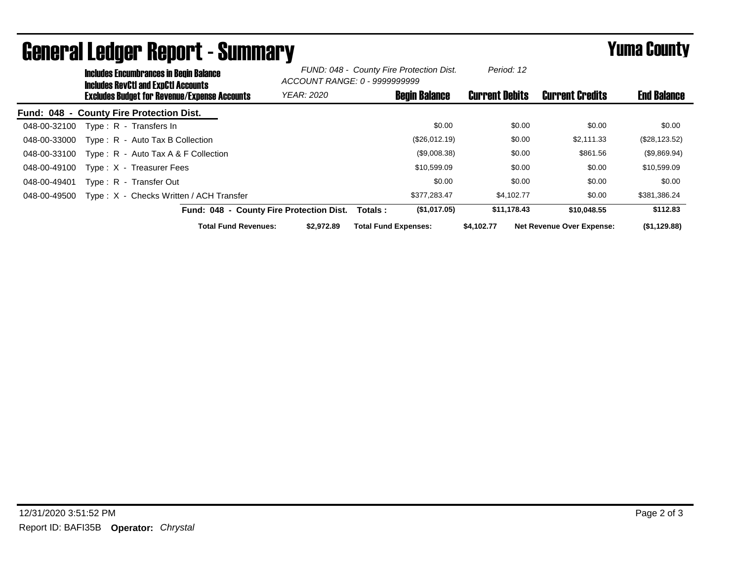# General Ledger Report - Summary

## Yuma County

**Includes Encumbrances in Begin Balance**
**Includes RevCtl and ExpCtl Accounts**
**Excludes Budget for Revenue/Expense Accounts**

*FUND: 048 - County Fire Protection Dist.*
*ACCOUNT RANGE: 0 - 9999999999*
*YEAR: 2020*
*Period: 12*

**Fund: 048 - County Fire Protection Dist.**

| Account | Description | Begin Balance | Current Debits | Current Credits | End Balance |
|---|---|---|---|---|---|
| 048-00-32100 | Type : R - Transfers In | $0.00 | $0.00 | $0.00 | $0.00 |
| 048-00-33000 | Type : R - Auto Tax B Collection | ($26,012.19) | $0.00 | $2,111.33 | ($28,123.52) |
| 048-00-33100 | Type : R - Auto Tax A & F Collection | ($9,008.38) | $0.00 | $861.56 | ($9,869.94) |
| 048-00-49100 | Type : X - Treasurer Fees | $10,599.09 | $0.00 | $0.00 | $10,599.09 |
| 048-00-49401 | Type : R - Transfer Out | $0.00 | $0.00 | $0.00 | $0.00 |
| 048-00-49500 | Type : X - Checks Written / ACH Transfer | $377,283.47 | $4,102.77 | $0.00 | $381,386.24 |
| | **Fund: 048 - County Fire Protection Dist. Totals :** | **($1,017.05)** | **$11,178.43** | **$10,048.55** | **$112.83** |

**Total Fund Revenues:** **$2,972.89** **Total Fund Expenses:** **$4,102.77** **Net Revenue Over Expense:** **($1,129.88)**

12/31/2020 3:51:52 PM

Report ID: BAFI35B **Operator:** *Chrystal*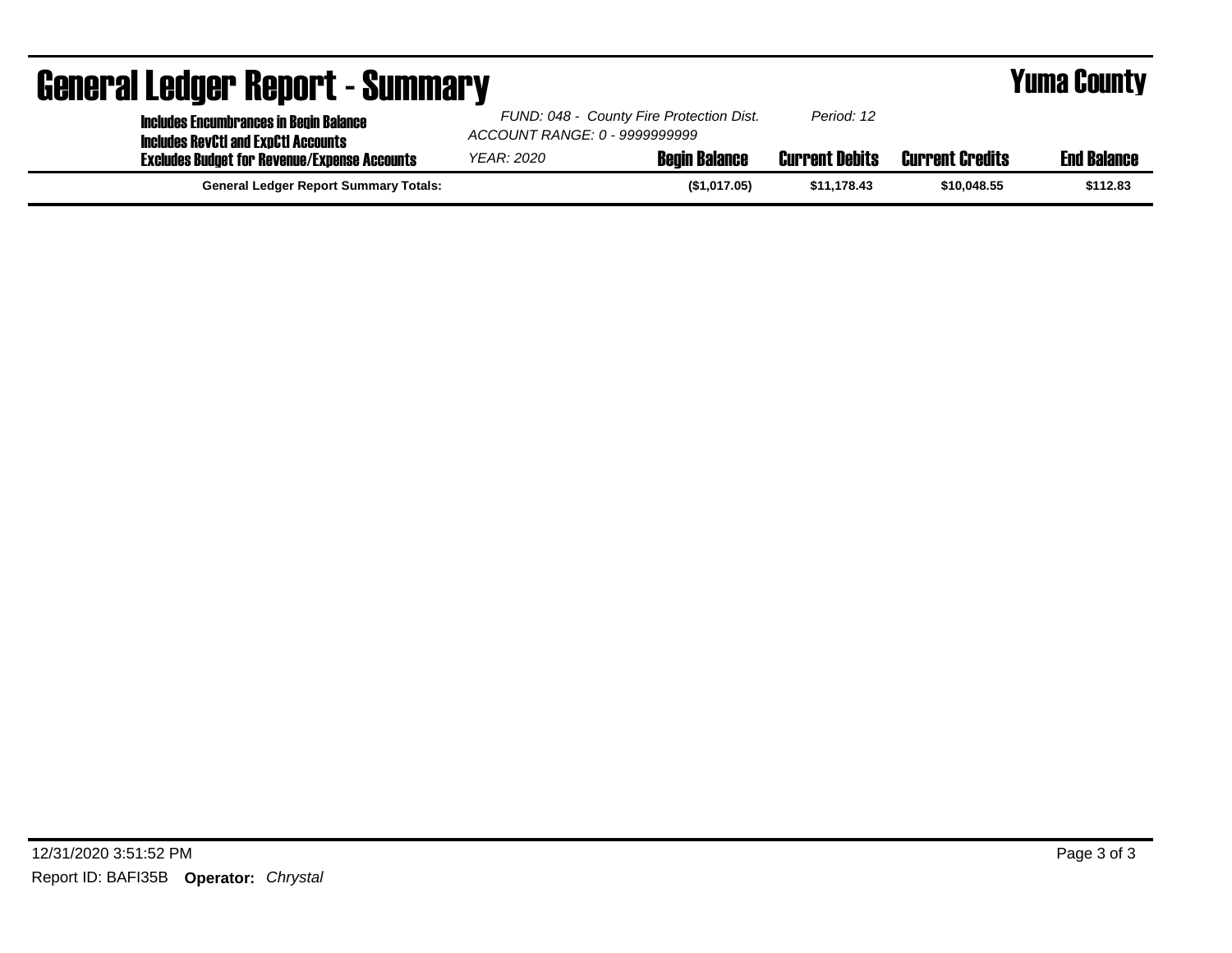# General Ledger Report - Summary

## Yuma County

Includes Encumbrances in Begin Balance
Includes RevCtl and ExpCtl Accounts
Excludes Budget for Revenue/Expense Accounts

*FUND: 048 - County Fire Protection Dist.*
*ACCOUNT RANGE: 0 - 9999999999*
*YEAR: 2020*
*Period: 12*

| | Begin Balance | Current Debits | Current Credits | End Balance |
|---|---|---|---|---|
| **General Ledger Report Summary Totals:** | **($1,017.05)** | **$11,178.43** | **$10,048.55** | **$112.83** |

12/31/2020 3:51:52 PM

Report ID: BAFI35B **Operator:** *Chrystal*